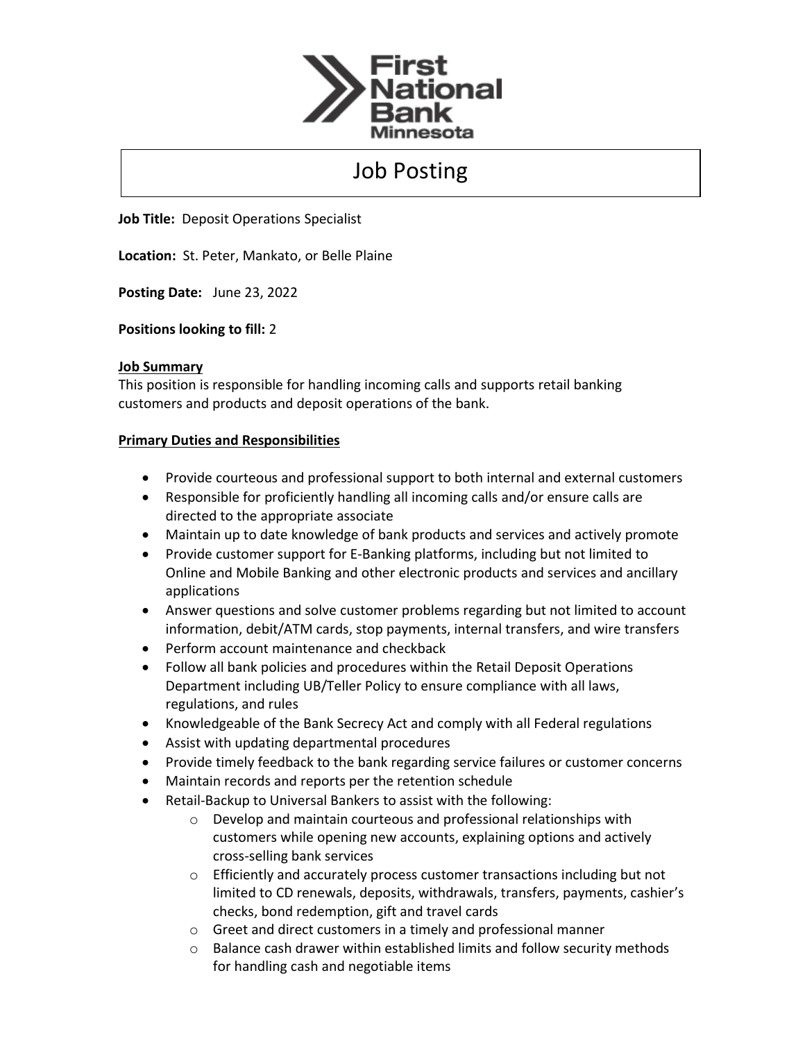First National Bank Minnesota

# Job Posting

**Job Title:** Deposit Operations Specialist

**Location:** St. Peter, Mankato, or Belle Plaine

**Posting Date:** June 23, 2022

**Positions looking to fill:** 2

## Job Summary

This position is responsible for handling incoming calls and supports retail banking customers and products and deposit operations of the bank.

## Primary Duties and Responsibilities

- Provide courteous and professional support to both internal and external customers
- Responsible for proficiently handling all incoming calls and/or ensure calls are directed to the appropriate associate
- Maintain up to date knowledge of bank products and services and actively promote
- Provide customer support for E-Banking platforms, including but not limited to Online and Mobile Banking and other electronic products and services and ancillary applications
- Answer questions and solve customer problems regarding but not limited to account information, debit/ATM cards, stop payments, internal transfers, and wire transfers
- Perform account maintenance and checkback
- Follow all bank policies and procedures within the Retail Deposit Operations Department including UB/Teller Policy to ensure compliance with all laws, regulations, and rules
- Knowledgeable of the Bank Secrecy Act and comply with all Federal regulations
- Assist with updating departmental procedures
- Provide timely feedback to the bank regarding service failures or customer concerns
- Maintain records and reports per the retention schedule
- Retail-Backup to Universal Bankers to assist with the following:
  - Develop and maintain courteous and professional relationships with customers while opening new accounts, explaining options and actively cross-selling bank services
  - Efficiently and accurately process customer transactions including but not limited to CD renewals, deposits, withdrawals, transfers, payments, cashier's checks, bond redemption, gift and travel cards
  - Greet and direct customers in a timely and professional manner
  - Balance cash drawer within established limits and follow security methods for handling cash and negotiable items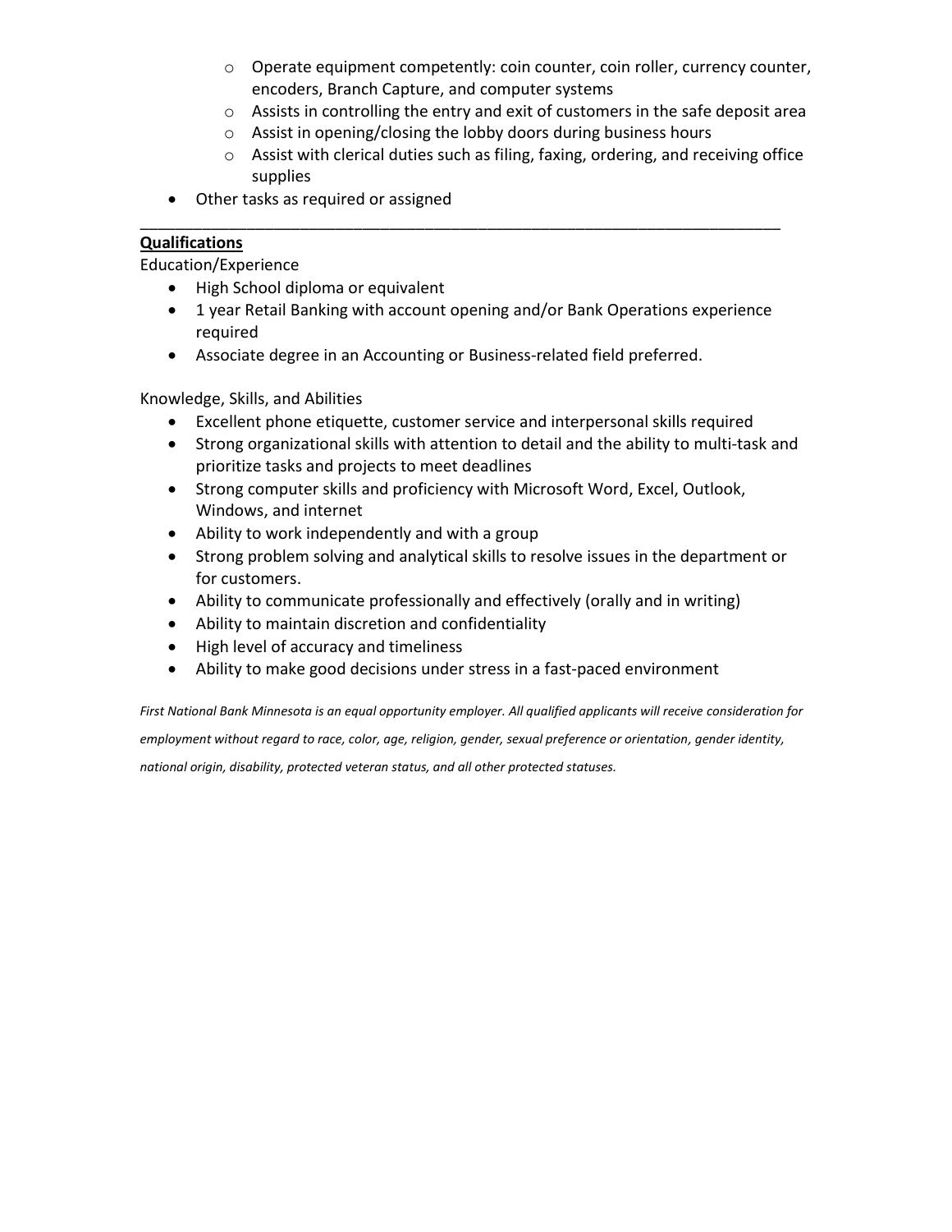- Operate equipment competently: coin counter, coin roller, currency counter, encoders, Branch Capture, and computer systems
  - Assists in controlling the entry and exit of customers in the safe deposit area
  - Assist in opening/closing the lobby doors during business hours
  - Assist with clerical duties such as filing, faxing, ordering, and receiving office supplies
- Other tasks as required or assigned

---

**Qualifications**

Education/Experience

- High School diploma or equivalent
- 1 year Retail Banking with account opening and/or Bank Operations experience required
- Associate degree in an Accounting or Business-related field preferred.

Knowledge, Skills, and Abilities

- Excellent phone etiquette, customer service and interpersonal skills required
- Strong organizational skills with attention to detail and the ability to multi-task and prioritize tasks and projects to meet deadlines
- Strong computer skills and proficiency with Microsoft Word, Excel, Outlook, Windows, and internet
- Ability to work independently and with a group
- Strong problem solving and analytical skills to resolve issues in the department or for customers.
- Ability to communicate professionally and effectively (orally and in writing)
- Ability to maintain discretion and confidentiality
- High level of accuracy and timeliness
- Ability to make good decisions under stress in a fast-paced environment

*First National Bank Minnesota is an equal opportunity employer. All qualified applicants will receive consideration for employment without regard to race, color, age, religion, gender, sexual preference or orientation, gender identity, national origin, disability, protected veteran status, and all other protected statuses.*